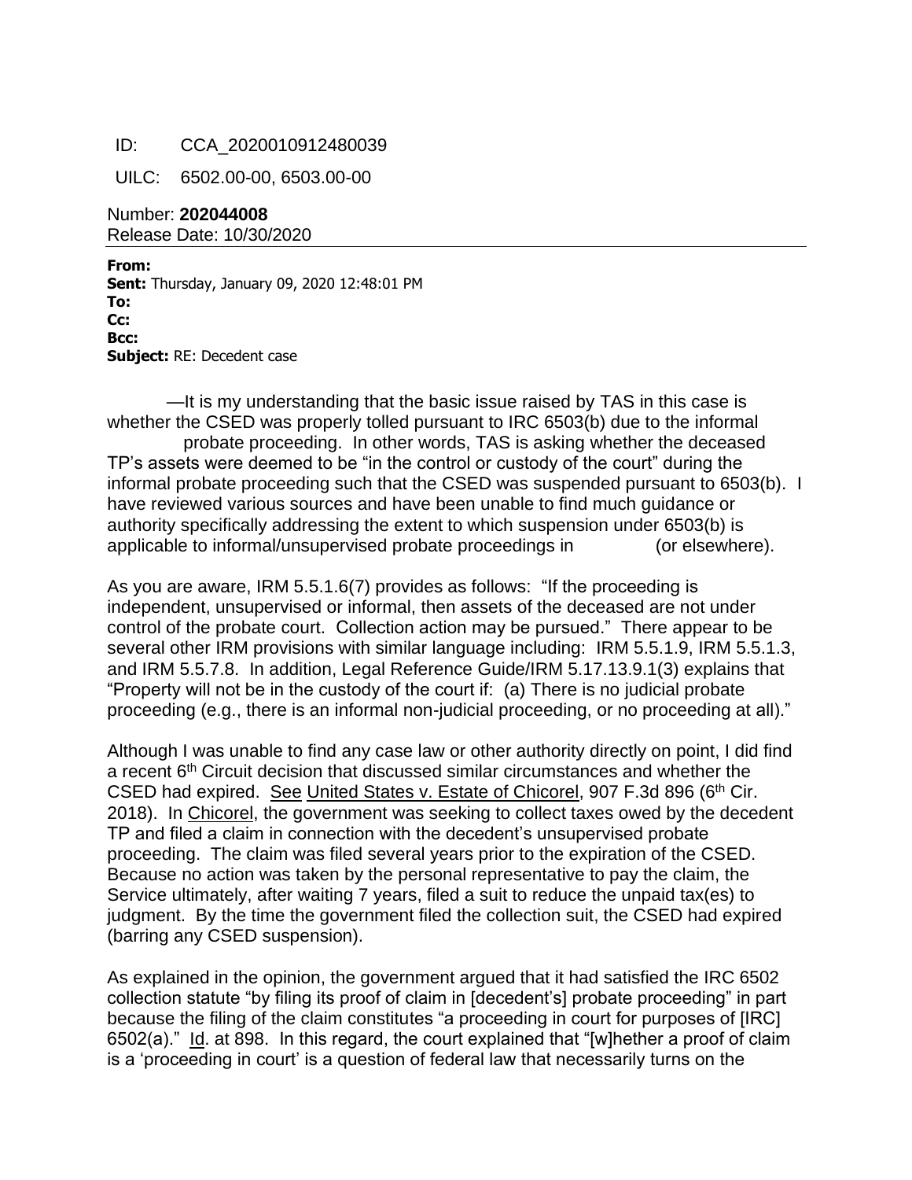ID: CCA_2020010912480039

UILC: 6502.00-00, 6503.00-00

Number: **202044008**
Release Date: 10/30/2020

---

**From:**
**Sent:** Thursday, January 09, 2020 12:48:01 PM
**To:**
**Cc:**
**Bcc:**
**Subject:** RE: Decedent case

—It is my understanding that the basic issue raised by TAS in this case is whether the CSED was properly tolled pursuant to IRC 6503(b) due to the informal probate proceeding. In other words, TAS is asking whether the deceased TP's assets were deemed to be "in the control or custody of the court" during the informal probate proceeding such that the CSED was suspended pursuant to 6503(b). I have reviewed various sources and have been unable to find much guidance or authority specifically addressing the extent to which suspension under 6503(b) is applicable to informal/unsupervised probate proceedings in (or elsewhere).

As you are aware, IRM 5.5.1.6(7) provides as follows: "If the proceeding is independent, unsupervised or informal, then assets of the deceased are not under control of the probate court. Collection action may be pursued." There appear to be several other IRM provisions with similar language including: IRM 5.5.1.9, IRM 5.5.1.3, and IRM 5.5.7.8. In addition, Legal Reference Guide/IRM 5.17.13.9.1(3) explains that "Property will not be in the custody of the court if: (a) There is no judicial probate proceeding (e.g., there is an informal non-judicial proceeding, or no proceeding at all)."

Although I was unable to find any case law or other authority directly on point, I did find a recent 6th Circuit decision that discussed similar circumstances and whether the CSED had expired. See United States v. Estate of Chicorel, 907 F.3d 896 (6th Cir. 2018). In Chicorel, the government was seeking to collect taxes owed by the decedent TP and filed a claim in connection with the decedent's unsupervised probate proceeding. The claim was filed several years prior to the expiration of the CSED. Because no action was taken by the personal representative to pay the claim, the Service ultimately, after waiting 7 years, filed a suit to reduce the unpaid tax(es) to judgment. By the time the government filed the collection suit, the CSED had expired (barring any CSED suspension).

As explained in the opinion, the government argued that it had satisfied the IRC 6502 collection statute "by filing its proof of claim in [decedent's] probate proceeding" in part because the filing of the claim constitutes "a proceeding in court for purposes of [IRC] 6502(a)." Id. at 898. In this regard, the court explained that "[w]hether a proof of claim is a 'proceeding in court' is a question of federal law that necessarily turns on the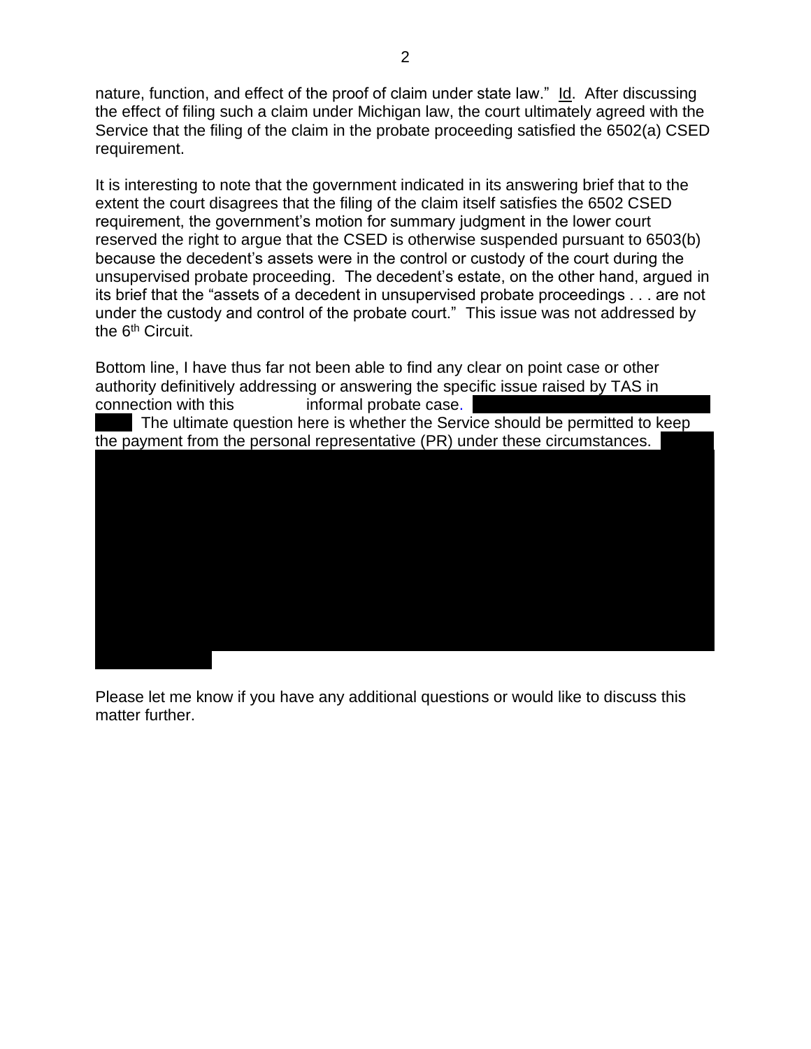nature, function, and effect of the proof of claim under state law." Id. After discussing the effect of filing such a claim under Michigan law, the court ultimately agreed with the Service that the filing of the claim in the probate proceeding satisfied the 6502(a) CSED requirement.

It is interesting to note that the government indicated in its answering brief that to the extent the court disagrees that the filing of the claim itself satisfies the 6502 CSED requirement, the government's motion for summary judgment in the lower court reserved the right to argue that the CSED is otherwise suspended pursuant to 6503(b) because the decedent's assets were in the control or custody of the court during the unsupervised probate proceeding. The decedent's estate, on the other hand, argued in its brief that the "assets of a decedent in unsupervised probate proceedings . . . are not under the custody and control of the probate court." This issue was not addressed by the 6th Circuit.

Bottom line, I have thus far not been able to find any clear on point case or other authority definitively addressing or answering the specific issue raised by TAS in connection with this informal probate case. The ultimate question here is whether the Service should be permitted to keep the payment from the personal representative (PR) under these circumstances.

Please let me know if you have any additional questions or would like to discuss this matter further.